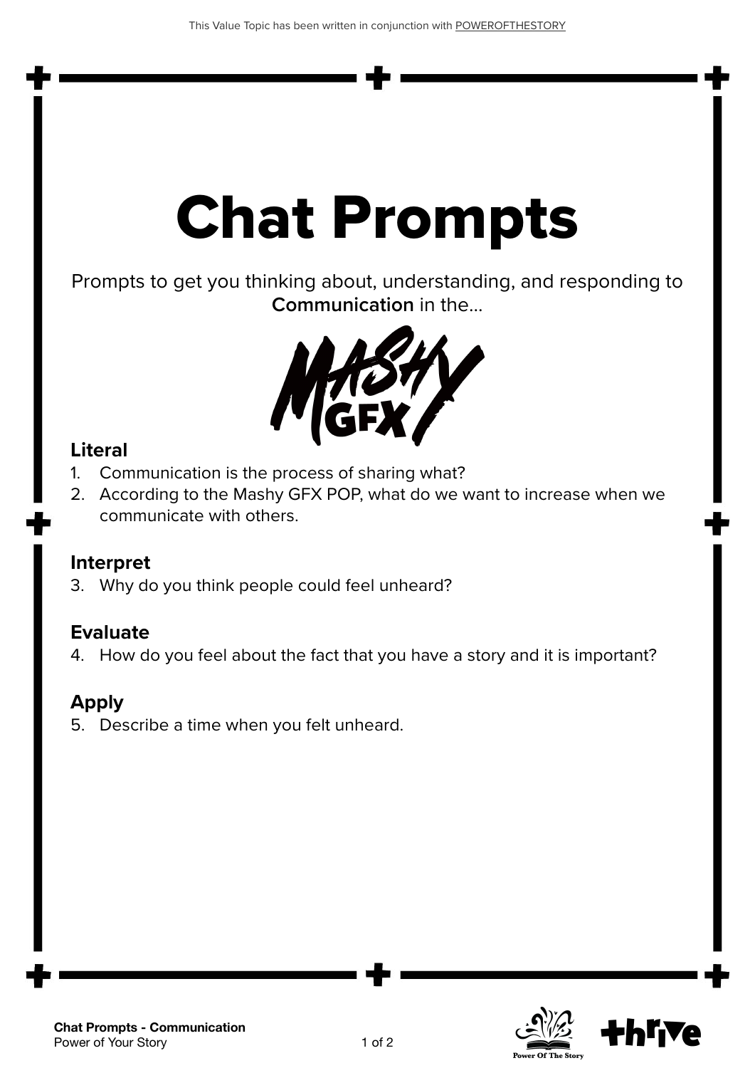# Chat Prompts

Prompts to get you thinking about, understanding, and responding to **Communication** in the...

MASHY GFX

### Literal

1. Communication is the process of sharing what?
2. According to the Mashy GFX POP, what do we want to increase when we communicate with others.

### Interpret

3. Why do you think people could feel unheard?

### Evaluate

4. How do you feel about the fact that you have a story and it is important?

### Apply

5. Describe a time when you felt unheard.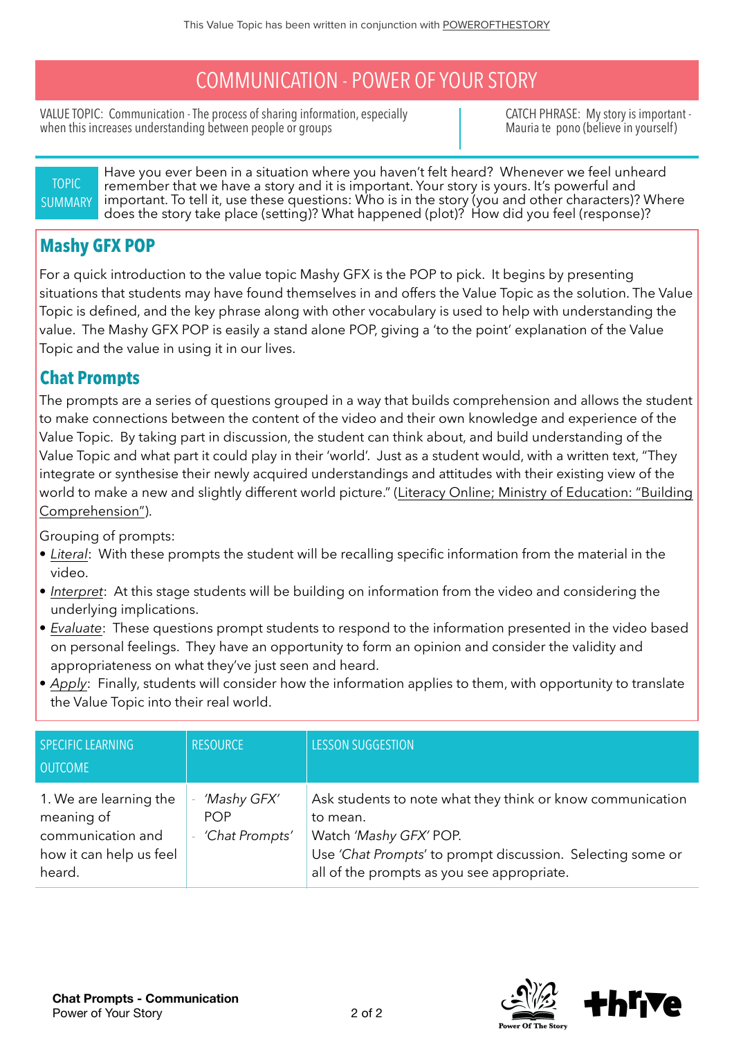This Value Topic has been written in conjunction with POWEROFTHESTORY

# COMMUNICATION - POWER OF YOUR STORY

VALUE TOPIC: Communication - The process of sharing information, especially when this increases understanding between people or groups

CATCH PHRASE: My story is important - Mauria te pono (believe in yourself)

**TOPIC SUMMARY**

Have you ever been in a situation where you haven't felt heard? Whenever we feel unheard remember that we have a story and it is important. Your story is yours. It's powerful and important. To tell it, use these questions: Who is in the story (you and other characters)? Where does the story take place (setting)? What happened (plot)? How did you feel (response)?

## Mashy GFX POP

For a quick introduction to the value topic Mashy GFX is the POP to pick. It begins by presenting situations that students may have found themselves in and offers the Value Topic as the solution. The Value Topic is defined, and the key phrase along with other vocabulary is used to help with understanding the value. The Mashy GFX POP is easily a stand alone POP, giving a 'to the point' explanation of the Value Topic and the value in using it in our lives.

## Chat Prompts

The prompts are a series of questions grouped in a way that builds comprehension and allows the student to make connections between the content of the video and their own knowledge and experience of the Value Topic. By taking part in discussion, the student can think about, and build understanding of the Value Topic and what part it could play in their 'world'. Just as a student would, with a written text, "They integrate or synthesise their newly acquired understandings and attitudes with their existing view of the world to make a new and slightly different world picture." (Literacy Online; Ministry of Education: "Building Comprehension").

Grouping of prompts:

- *Literal*: With these prompts the student will be recalling specific information from the material in the video.
- *Interpret*: At this stage students will be building on information from the video and considering the underlying implications.
- *Evaluate*: These questions prompt students to respond to the information presented in the video based on personal feelings. They have an opportunity to form an opinion and consider the validity and appropriateness on what they've just seen and heard.
- *Apply*: Finally, students will consider how the information applies to them, with opportunity to translate the Value Topic into their real world.

| SPECIFIC LEARNING OUTCOME | RESOURCE | LESSON SUGGESTION |
|---|---|---|
| 1. We are learning the meaning of communication and how it can help us feel heard. | - *'Mashy GFX'* POP<br>- *'Chat Prompts'* | Ask students to note what they think or know communication to mean.<br>Watch *'Mashy GFX'* POP.<br>Use *'Chat Prompts'* to prompt discussion. Selecting some or all of the prompts as you see appropriate. |